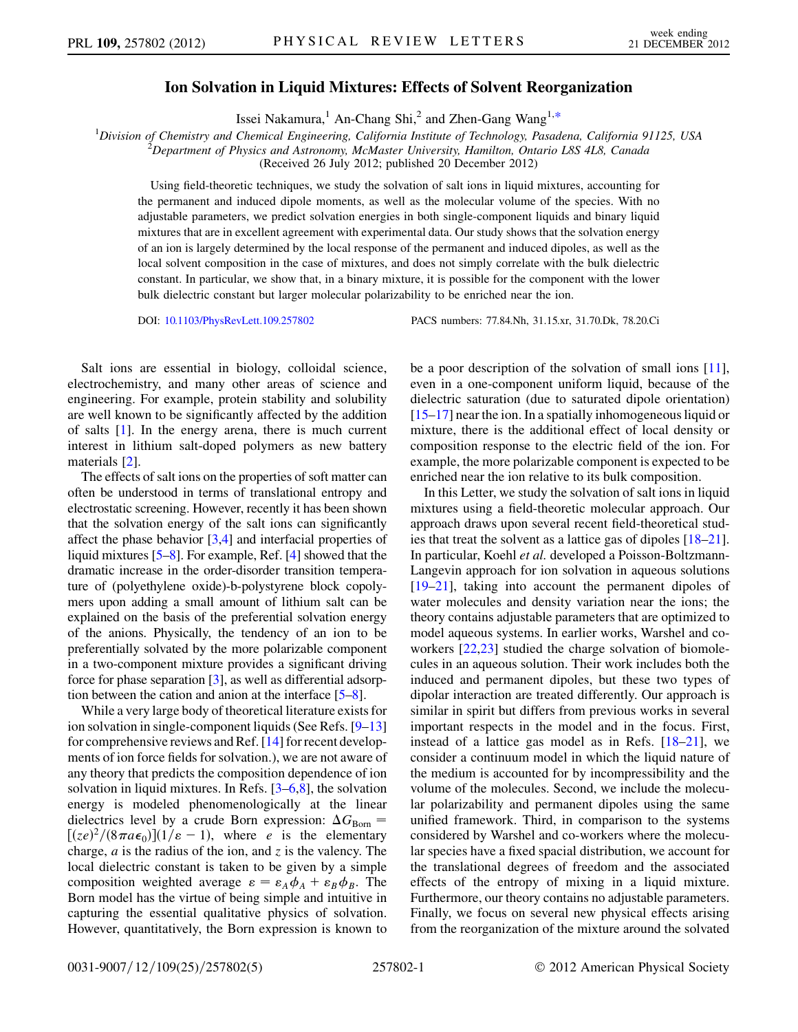# Ion Solvation in Liquid Mixtures: Effects of Solvent Reorganization

Issei Nakamura,[1] An-Chang Shi,[2] and Zhen-Gang Wang[1,*]

[1]Division of Chemistry and Chemical Engineering, California Institute of Technology, Pasadena, California 91125, USA
[2]Department of Physics and Astronomy, McMaster University, Hamilton, Ontario L8S 4L8, Canada
(Received 26 July 2012; published 20 December 2012)

Using field-theoretic techniques, we study the solvation of salt ions in liquid mixtures, accounting for the permanent and induced dipole moments, as well as the molecular volume of the species. With no adjustable parameters, we predict solvation energies in both single-component liquids and binary liquid mixtures that are in excellent agreement with experimental data. Our study shows that the solvation energy of an ion is largely determined by the local response of the permanent and induced dipoles, as well as the local solvent composition in the case of mixtures, and does not simply correlate with the bulk dielectric constant. In particular, we show that, in a binary mixture, it is possible for the component with the lower bulk dielectric constant but larger molecular polarizability to be enriched near the ion.

DOI: 10.1103/PhysRevLett.109.257802    PACS numbers: 77.84.Nh, 31.15.xr, 31.70.Dk, 78.20.Ci

Salt ions are essential in biology, colloidal science, electrochemistry, and many other areas of science and engineering. For example, protein stability and solubility are well known to be significantly affected by the addition of salts [1]. In the energy arena, there is much current interest in lithium salt-doped polymers as new battery materials [2].

The effects of salt ions on the properties of soft matter can often be understood in terms of translational entropy and electrostatic screening. However, recently it has been shown that the solvation energy of the salt ions can significantly affect the phase behavior [3,4] and interfacial properties of liquid mixtures [5–8]. For example, Ref. [4] showed that the dramatic increase in the order-disorder transition temperature of (polyethylene oxide)-b-polystyrene block copolymers upon adding a small amount of lithium salt can be explained on the basis of the preferential solvation energy of the anions. Physically, the tendency of an ion to be preferentially solvated by the more polarizable component in a two-component mixture provides a significant driving force for phase separation [3], as well as differential adsorption between the cation and anion at the interface [5–8].

While a very large body of theoretical literature exists for ion solvation in single-component liquids (See Refs. [9–13] for comprehensive reviews and Ref. [14] for recent developments of ion force fields for solvation.), we are not aware of any theory that predicts the composition dependence of ion solvation in liquid mixtures. In Refs. [3–6,8], the solvation energy is modeled phenomenologically at the linear dielectrics level by a crude Born expression: $\Delta G_{\mathrm{Born}} = [(ze)^2/(8\pi a\epsilon_0)](1/\varepsilon - 1)$, where $e$ is the elementary charge, $a$ is the radius of the ion, and $z$ is the valency. The local dielectric constant is taken to be given by a simple composition weighted average $\varepsilon = \varepsilon_A\phi_A + \varepsilon_B\phi_B$. The Born model has the virtue of being simple and intuitive in capturing the essential qualitative physics of solvation. However, quantitatively, the Born expression is known to be a poor description of the solvation of small ions [11], even in a one-component uniform liquid, because of the dielectric saturation (due to saturated dipole orientation) [15–17] near the ion. In a spatially inhomogeneous liquid or mixture, there is the additional effect of local density or composition response to the electric field of the ion. For example, the more polarizable component is expected to be enriched near the ion relative to its bulk composition.

In this Letter, we study the solvation of salt ions in liquid mixtures using a field-theoretic molecular approach. Our approach draws upon several recent field-theoretical studies that treat the solvent as a lattice gas of dipoles [18–21]. In particular, Koehl *et al.* developed a Poisson-Boltzmann-Langevin approach for ion solvation in aqueous solutions [19–21], taking into account the permanent dipoles of water molecules and density variation near the ions; the theory contains adjustable parameters that are optimized to model aqueous systems. In earlier works, Warshel and coworkers [22,23] studied the charge solvation of biomolecules in an aqueous solution. Their work includes both the induced and permanent dipoles, but these two types of dipolar interaction are treated differently. Our approach is similar in spirit but differs from previous works in several important respects in the model and in the focus. First, instead of a lattice gas model as in Refs. [18–21], we consider a continuum model in which the liquid nature of the medium is accounted for by incompressibility and the volume of the molecules. Second, we include the molecular polarizability and permanent dipoles using the same unified framework. Third, in comparison to the systems considered by Warshel and co-workers where the molecular species have a fixed spacial distribution, we account for the translational degrees of freedom and the associated effects of the entropy of mixing in a liquid mixture. Furthermore, our theory contains no adjustable parameters. Finally, we focus on several new physical effects arising from the reorganization of the mixture around the solvated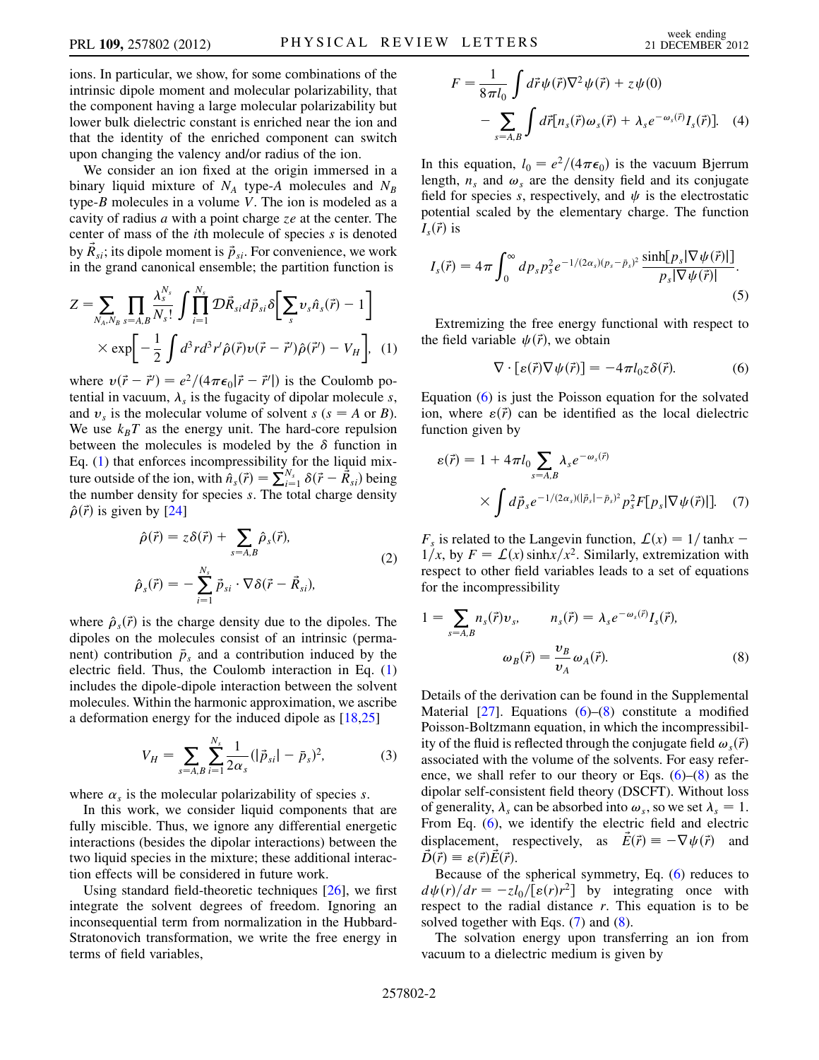ions. In particular, we show, for some combinations of the intrinsic dipole moment and molecular polarizability, that the component having a large molecular polarizability but lower bulk dielectric constant is enriched near the ion and that the identity of the enriched component can switch upon changing the valency and/or radius of the ion.

We consider an ion fixed at the origin immersed in a binary liquid mixture of $N_A$ type-$A$ molecules and $N_B$ type-$B$ molecules in a volume $V$. The ion is modeled as a cavity of radius $a$ with a point charge $ze$ at the center. The center of mass of the $i$th molecule of species $s$ is denoted by $\vec{R}_{si}$; its dipole moment is $\vec{p}_{si}$. For convenience, we work in the grand canonical ensemble; the partition function is

$$Z = \sum_{N_A, N_B} \prod_{s=A,B} \frac{\lambda_s^{N_s}}{N_s!} \int \prod_{i=1}^{N_s} \mathcal{D}\vec{R}_{si} d\vec{p}_{si} \delta\Big[\sum_s v_s \hat{n}_s(\vec{r}) - 1\Big] \times \exp\Big[-\frac{1}{2}\int d^3 r d^3 r' \hat{\rho}(\vec{r}) v(\vec{r}-\vec{r}')\hat{\rho}(\vec{r}') - V_H\Big], \quad (1)$$

where $v(\vec{r}-\vec{r}') = e^2/(4\pi\epsilon_0|\vec{r}-\vec{r}'|)$ is the Coulomb potential in vacuum, $\lambda_s$ is the fugacity of dipolar molecule $s$, and $v_s$ is the molecular volume of solvent $s$ ($s = A$ or $B$). We use $k_BT$ as the energy unit. The hard-core repulsion between the molecules is modeled by the $\delta$ function in Eq. (1) that enforces incompressibility for the liquid mixture outside of the ion, with $\hat{n}_s(\vec{r}) = \sum_{i=1}^{N_s} \delta(\vec{r} - \vec{R}_{si})$ being the number density for species $s$. The total charge density $\hat{\rho}(\vec{r})$ is given by [24]

$$\hat{\rho}(\vec{r}) = z\delta(\vec{r}) + \sum_{s=A,B} \hat{\rho}_s(\vec{r}),$$
$$\hat{\rho}_s(\vec{r}) = -\sum_{i=1}^{N_s} \vec{p}_{si}\cdot\nabla\delta(\vec{r}-\vec{R}_{si}), \quad (2)$$

where $\hat{\rho}_s(\vec{r})$ is the charge density due to the dipoles. The dipoles on the molecules consist of an intrinsic (permanent) contribution $\bar{p}_s$ and a contribution induced by the electric field. Thus, the Coulomb interaction in Eq. (1) includes the dipole-dipole interaction between the solvent molecules. Within the harmonic approximation, we ascribe a deformation energy for the induced dipole as [18,25]

$$V_H = \sum_{s=A,B}\sum_{i=1}^{N_s} \frac{1}{2\alpha_s}(|\vec{p}_{si}| - \bar{p}_s)^2, \quad (3)$$

where $\alpha_s$ is the molecular polarizability of species $s$.

In this work, we consider liquid components that are fully miscible. Thus, we ignore any differential energetic interactions (besides the dipolar interactions) between the two liquid species in the mixture; these additional interaction effects will be considered in future work.

Using standard field-theoretic techniques [26], we first integrate the solvent degrees of freedom. Ignoring an inconsequential term from normalization in the Hubbard-Stratonovich transformation, we write the free energy in terms of field variables,

$$F = \frac{1}{8\pi l_0}\int d\vec{r}\psi(\vec{r})\nabla^2\psi(\vec{r}) + z\psi(0) - \sum_{s=A,B}\int d\vec{r}[n_s(\vec{r})\omega_s(\vec{r}) + \lambda_s e^{-\omega_s(\vec{r})} I_s(\vec{r})]. \quad (4)$$

In this equation, $l_0 = e^2/(4\pi\epsilon_0)$ is the vacuum Bjerrum length, $n_s$ and $\omega_s$ are the density field and its conjugate field for species $s$, respectively, and $\psi$ is the electrostatic potential scaled by the elementary charge. The function $I_s(\vec{r})$ is

$$I_s(\vec{r}) = 4\pi\int_0^\infty dp_s p_s^2 e^{-1/(2\alpha_s)(p_s-\bar{p}_s)^2} \frac{\sinh[p_s|\nabla\psi(\vec{r})|]}{p_s|\nabla\psi(\vec{r})|}. \quad (5)$$

Extremizing the free energy functional with respect to the field variable $\psi(\vec{r})$, we obtain

$$\nabla\cdot[\varepsilon(\vec{r})\nabla\psi(\vec{r})] = -4\pi l_0 z\delta(\vec{r}). \quad (6)$$

Equation (6) is just the Poisson equation for the solvated ion, where $\varepsilon(\vec{r})$ can be identified as the local dielectric function given by

$$\varepsilon(\vec{r}) = 1 + 4\pi l_0 \sum_{s=A,B}\lambda_s e^{-\omega_s(\vec{r})} \times \int d\vec{p}_s e^{-1/(2\alpha_s)(|\vec{p}_s|-\bar{p}_s)^2} p_s^2 F[p_s|\nabla\psi(\vec{r})|]. \quad (7)$$

$F_s$ is related to the Langevin function, $\mathcal{L}(x) = 1/\tanh x - 1/x$, by $F = \mathcal{L}(x)\sinh x/x^2$. Similarly, extremization with respect to other field variables leads to a set of equations for the incompressibility

$$1 = \sum_{s=A,B} n_s(\vec{r})v_s, \qquad n_s(\vec{r}) = \lambda_s e^{-\omega_s(\vec{r})} I_s(\vec{r}),$$
$$\omega_B(\vec{r}) = \frac{v_B}{v_A}\omega_A(\vec{r}). \quad (8)$$

Details of the derivation can be found in the Supplemental Material [27]. Equations (6)–(8) constitute a modified Poisson-Boltzmann equation, in which the incompressibility of the fluid is reflected through the conjugate field $\omega_s(\vec{r})$ associated with the volume of the solvents. For easy reference, we shall refer to our theory or Eqs. (6)–(8) as the dipolar self-consistent field theory (DSCFT). Without loss of generality, $\lambda_s$ can be absorbed into $\omega_s$, so we set $\lambda_s = 1$. From Eq. (6), we identify the electric field and electric displacement, respectively, as $\vec{E}(\vec{r}) \equiv -\nabla\psi(\vec{r})$ and $\vec{D}(\vec{r}) \equiv \varepsilon(\vec{r})\vec{E}(\vec{r})$.

Because of the spherical symmetry, Eq. (6) reduces to $d\psi(r)/dr = -zl_0/[\varepsilon(r)r^2]$ by integrating once with respect to the radial distance $r$. This equation is to be solved together with Eqs. (7) and (8).

The solvation energy upon transferring an ion from vacuum to a dielectric medium is given by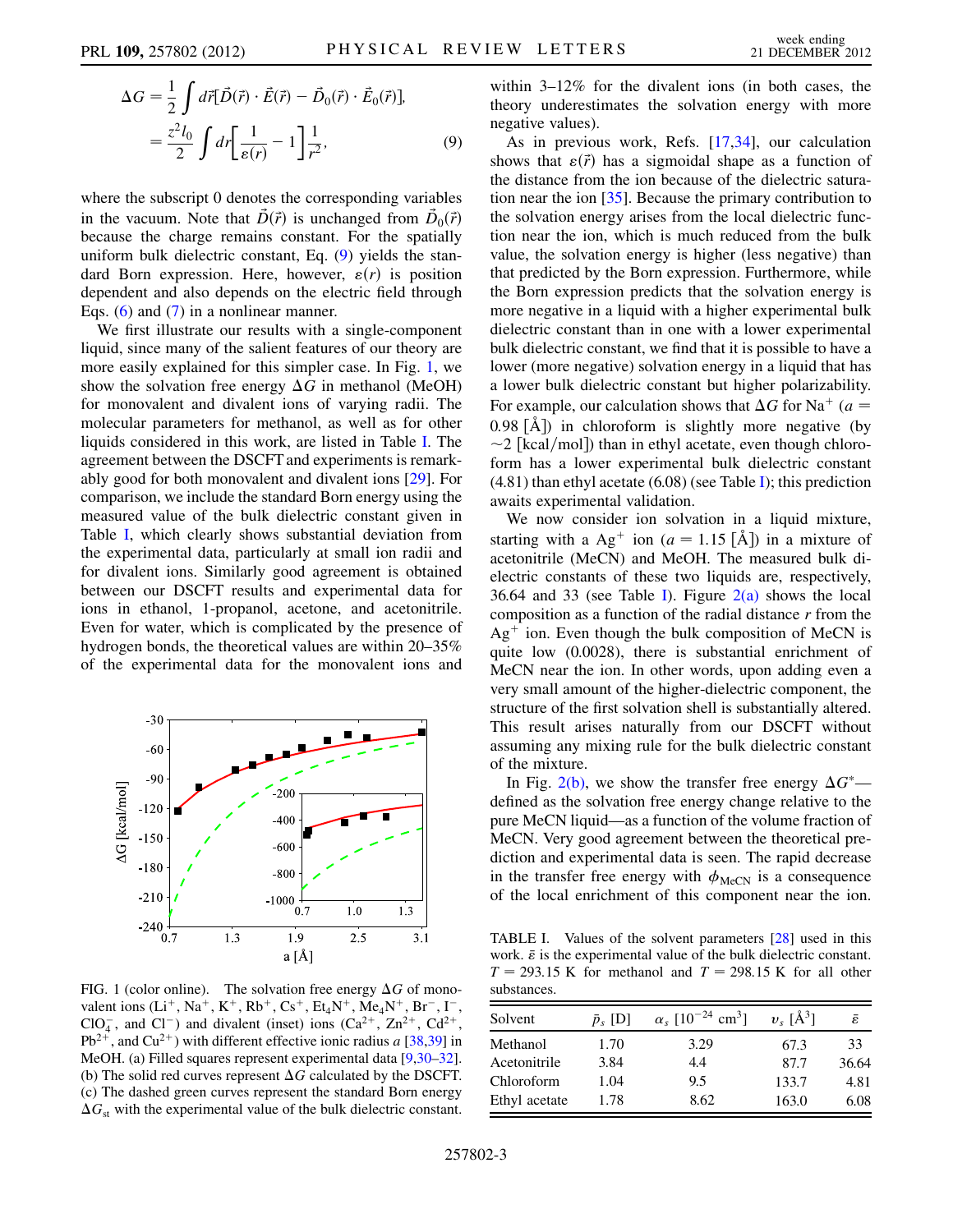$$
\begin{aligned}
\Delta G &= \frac{1}{2}\int d\vec{r}[\vec{D}(\vec{r})\cdot\vec{E}(\vec{r}) - \vec{D}_0(\vec{r})\cdot\vec{E}_0(\vec{r})], \\
&= \frac{z^2 l_0}{2}\int dr\left[\frac{1}{\varepsilon(r)} - 1\right]\frac{1}{r^2},
\end{aligned} \tag{9}
$$

where the subscript 0 denotes the corresponding variables in the vacuum. Note that $\vec{D}(\vec{r})$ is unchanged from $\vec{D}_0(\vec{r})$ because the charge remains constant. For the spatially uniform bulk dielectric constant, Eq. (9) yields the standard Born expression. Here, however, $\varepsilon(r)$ is position dependent and also depends on the electric field through Eqs. (6) and (7) in a nonlinear manner.

We first illustrate our results with a single-component liquid, since many of the salient features of our theory are more easily explained for this simpler case. In Fig. 1, we show the solvation free energy $\Delta G$ in methanol (MeOH) for monovalent and divalent ions of varying radii. The molecular parameters for methanol, as well as for other liquids considered in this work, are listed in Table I. The agreement between the DSCFT and experiments is remarkably good for both monovalent and divalent ions [29]. For comparison, we include the standard Born energy using the measured value of the bulk dielectric constant given in Table I, which clearly shows substantial deviation from the experimental data, particularly at small ion radii and for divalent ions. Similarly good agreement is obtained between our DSCFT results and experimental data for ions in ethanol, 1-propanol, acetone, and acetonitrile. Even for water, which is complicated by the presence of hydrogen bonds, the theoretical values are within 20–35% of the experimental data for the monovalent ions and within 3–12% for the divalent ions (in both cases, the theory underestimates the solvation energy with more negative values).

FIG. 1 (color online). The solvation free energy $\Delta G$ of monovalent ions ($Li^+$, $Na^+$, $K^+$, $Rb^+$, $Cs^+$, $Et_4N^+$, $Me_4N^+$, $Br^-$, $I^-$, $ClO_4^-$, and $Cl^-$) and divalent (inset) ions ($Ca^{2+}$, $Zn^{2+}$, $Cd^{2+}$, $Pb^{2+}$, and $Cu^{2+}$) with different effective ionic radius $a$ [38,39] in MeOH. (a) Filled squares represent experimental data [9,30–32]. (b) The solid red curves represent $\Delta G$ calculated by the DSCFT. (c) The dashed green curves represent the standard Born energy $\Delta G_{st}$ with the experimental value of the bulk dielectric constant.

As in previous work, Refs. [17,34], our calculation shows that $\varepsilon(\vec{r})$ has a sigmoidal shape as a function of the distance from the ion because of the dielectric saturation near the ion [35]. Because the primary contribution to the solvation energy arises from the local dielectric function near the ion, which is much reduced from the bulk value, the solvation energy is higher (less negative) than that predicted by the Born expression. Furthermore, while the Born expression predicts that the solvation energy is more negative in a liquid with a higher experimental bulk dielectric constant than in one with a lower experimental bulk dielectric constant, we find that it is possible to have a lower (more negative) solvation energy in a liquid that has a lower bulk dielectric constant but higher polarizability. For example, our calculation shows that $\Delta G$ for $Na^+$ ($a = 0.98$ [Å]) in chloroform is slightly more negative (by $\sim 2$ [kcal/mol]) than in ethyl acetate, even though chloroform has a lower experimental bulk dielectric constant (4.81) than ethyl acetate (6.08) (see Table I); this prediction awaits experimental validation.

We now consider ion solvation in a liquid mixture, starting with a $Ag^+$ ion ($a = 1.15$ [Å]) in a mixture of acetonitrile (MeCN) and MeOH. The measured bulk dielectric constants of these two liquids are, respectively, 36.64 and 33 (see Table I). Figure 2(a) shows the local composition as a function of the radial distance $r$ from the $Ag^+$ ion. Even though the bulk composition of MeCN is quite low (0.0028), there is substantial enrichment of MeCN near the ion. In other words, upon adding even a very small amount of the higher-dielectric component, the structure of the first solvation shell is substantially altered. This result arises naturally from our DSCFT without assuming any mixing rule for the bulk dielectric constant of the mixture.

In Fig. 2(b), we show the transfer free energy $\Delta G^*$—defined as the solvation free energy change relative to the pure MeCN liquid—as a function of the volume fraction of MeCN. Very good agreement between the theoretical prediction and experimental data is seen. The rapid decrease in the transfer free energy with $\phi_{\mathrm{MeCN}}$ is a consequence of the local enrichment of this component near the ion.

TABLE I. Values of the solvent parameters [28] used in this work. $\bar{\varepsilon}$ is the experimental value of the bulk dielectric constant. $T = 293.15$ K for methanol and $T = 298.15$ K for all other substances.

| Solvent | $\bar{p}_s$ [D] | $\alpha_s$ [$10^{-24}$ cm$^3$] | $v_s$ [Å$^3$] | $\bar{\varepsilon}$ |
|---|---|---|---|---|
| Methanol | 1.70 | 3.29 | 67.3 | 33 |
| Acetonitrile | 3.84 | 4.4 | 87.7 | 36.64 |
| Chloroform | 1.04 | 9.5 | 133.7 | 4.81 |
| Ethyl acetate | 1.78 | 8.62 | 163.0 | 6.08 |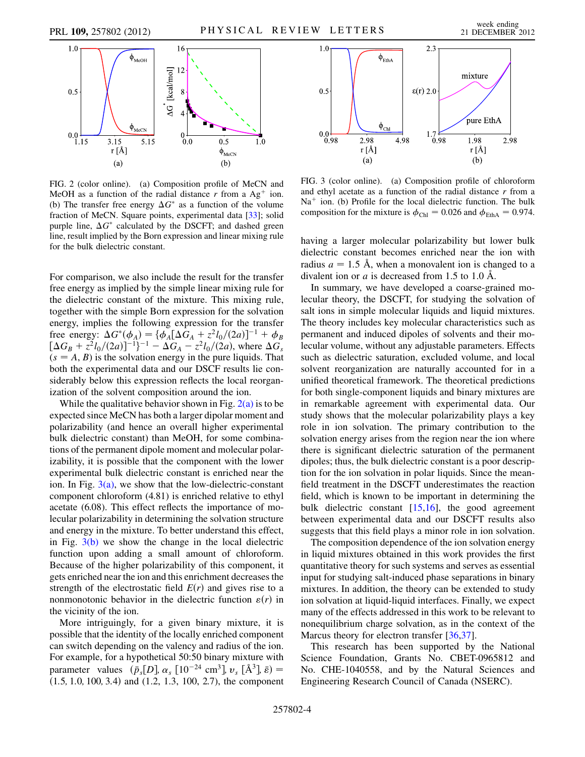1.0
0.5
0.0
1.15
3.15
5.15
r [Å]
(a)
$\phi_{MeOH}$
$\phi_{MeCN}$

16
12
8
4
0
0.0
0.5
1.0
$\Delta G^*$ [kcal/mol]
$\phi_{MeCN}$
(b)

FIG. 2 (color online). (a) Composition profile of MeCN and MeOH as a function of the radial distance $r$ from a $Ag^+$ ion. (b) The transfer free energy $\Delta G^*$ as a function of the volume fraction of MeCN. Square points, experimental data [33]; solid purple line, $\Delta G^*$ calculated by the DSCFT; and dashed green line, result implied by the Born expression and linear mixing rule for the bulk dielectric constant.

1.0
0.5
0.0
0.98
2.98
4.98
r [Å]
(a)
$\phi_{EthA}$
$\phi_{Chl}$

2.3
2.0
1.7
0.98
1.98
2.98
$\varepsilon(r)$
r [Å]
(b)
mixture
pure EthA

FIG. 3 (color online). (a) Composition profile of chloroform and ethyl acetate as a function of the radial distance $r$ from a $Na^+$ ion. (b) Profile for the local dielectric function. The bulk composition for the mixture is $\phi_{Chl} = 0.026$ and $\phi_{EthA} = 0.974$.

For comparison, we also include the result for the transfer free energy as implied by the simple linear mixing rule for the dielectric constant of the mixture. This mixing rule, together with the simple Born expression for the solvation energy, implies the following expression for the transfer free energy: $\Delta G^*(\phi_A) = \{\phi_A[\Delta G_A + z^2 l_0/(2a)]^{-1} + \phi_B [\Delta G_B + z^2 l_0/(2a)]^{-1}\}^{-1} - \Delta G_A - z^2 l_0/(2a)$, where $\Delta G_s$ ($s = A, B$) is the solvation energy in the pure liquids. That both the experimental data and our DSCF results lie considerably below this expression reflects the local reorganization of the solvent composition around the ion.

While the qualitative behavior shown in Fig. 2(a) is to be expected since MeCN has both a larger dipolar moment and polarizability (and hence an overall higher experimental bulk dielectric constant) than MeOH, for some combinations of the permanent dipole moment and molecular polarizability, it is possible that the component with the lower experimental bulk dielectric constant is enriched near the ion. In Fig. 3(a), we show that the low-dielectric-constant component chloroform (4.81) is enriched relative to ethyl acetate (6.08). This effect reflects the importance of molecular polarizability in determining the solvation structure and energy in the mixture. To better understand this effect, in Fig. 3(b) we show the change in the local dielectric function upon adding a small amount of chloroform. Because of the higher polarizability of this component, it gets enriched near the ion and this enrichment decreases the strength of the electrostatic field $E(r)$ and gives rise to a nonmonotonic behavior in the dielectric function $\varepsilon(r)$ in the vicinity of the ion.

More intriguingly, for a given binary mixture, it is possible that the identity of the locally enriched component can switch depending on the valency and radius of the ion. For example, for a hypothetical 50:50 binary mixture with parameter values $(\bar{p}_s[D], \alpha_s\ [10^{-24}\ \text{cm}^3], v_s\ [\text{Å}^3], \bar{\varepsilon}) = (1.5, 1.0, 100, 3.4)$ and $(1.2, 1.3, 100, 2.7)$, the component having a larger molecular polarizability but lower bulk dielectric constant becomes enriched near the ion with radius $a = 1.5$ Å, when a monovalent ion is changed to a divalent ion or $a$ is decreased from 1.5 to 1.0 Å.

In summary, we have developed a coarse-grained molecular theory, the DSCFT, for studying the solvation of salt ions in simple molecular liquids and liquid mixtures. The theory includes key molecular characteristics such as permanent and induced dipoles of solvents and their molecular volume, without any adjustable parameters. Effects such as dielectric saturation, excluded volume, and local solvent reorganization are naturally accounted for in a unified theoretical framework. The theoretical predictions for both single-component liquids and binary mixtures are in remarkable agreement with experimental data. Our study shows that the molecular polarizability plays a key role in ion solvation. The primary contribution to the solvation energy arises from the region near the ion where there is significant dielectric saturation of the permanent dipoles; thus, the bulk dielectric constant is a poor description for the ion solvation in polar liquids. Since the mean-field treatment in the DSCFT underestimates the reaction field, which is known to be important in determining the bulk dielectric constant [15,16], the good agreement between experimental data and our DSCFT results also suggests that this field plays a minor role in ion solvation.

The composition dependence of the ion solvation energy in liquid mixtures obtained in this work provides the first quantitative theory for such systems and serves as essential input for studying salt-induced phase separations in binary mixtures. In addition, the theory can be extended to study ion solvation at liquid-liquid interfaces. Finally, we expect many of the effects addressed in this work to be relevant to nonequilibrium charge solvation, as in the context of the Marcus theory for electron transfer [36,37].

This research has been supported by the National Science Foundation, Grants No. CBET-0965812 and No. CHE-1040558, and by the Natural Sciences and Engineering Research Council of Canada (NSERC).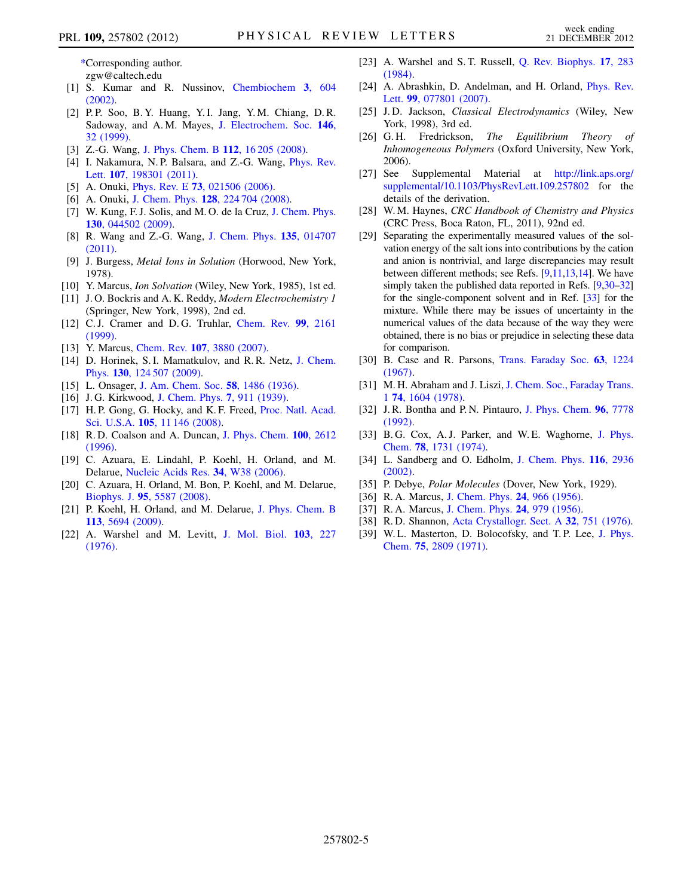*Corresponding author.
zgw@caltech.edu

[1] S. Kumar and R. Nussinov, Chembiochem **3**, 604 (2002).
[2] P. P. Soo, B. Y. Huang, Y. I. Jang, Y. M. Chiang, D. R. Sadoway, and A. M. Mayes, J. Electrochem. Soc. **146**, 32 (1999).
[3] Z.-G. Wang, J. Phys. Chem. B **112**, 16 205 (2008).
[4] I. Nakamura, N. P. Balsara, and Z.-G. Wang, Phys. Rev. Lett. **107**, 198301 (2011).
[5] A. Onuki, Phys. Rev. E **73**, 021506 (2006).
[6] A. Onuki, J. Chem. Phys. **128**, 224 704 (2008).
[7] W. Kung, F. J. Solis, and M. O. de la Cruz, J. Chem. Phys. **130**, 044502 (2009).
[8] R. Wang and Z.-G. Wang, J. Chem. Phys. **135**, 014707 (2011).
[9] J. Burgess, *Metal Ions in Solution* (Horwood, New York, 1978).
[10] Y. Marcus, *Ion Solvation* (Wiley, New York, 1985), 1st ed.
[11] J. O. Bockris and A. K. Reddy, *Modern Electrochemistry 1* (Springer, New York, 1998), 2nd ed.
[12] C. J. Cramer and D. G. Truhlar, Chem. Rev. **99**, 2161 (1999).
[13] Y. Marcus, Chem. Rev. **107**, 3880 (2007).
[14] D. Horinek, S. I. Mamatkulov, and R. R. Netz, J. Chem. Phys. **130**, 124 507 (2009).
[15] L. Onsager, J. Am. Chem. Soc. **58**, 1486 (1936).
[16] J. G. Kirkwood, J. Chem. Phys. **7**, 911 (1939).
[17] H. P. Gong, G. Hocky, and K. F. Freed, Proc. Natl. Acad. Sci. U.S.A. **105**, 11 146 (2008).
[18] R. D. Coalson and A. Duncan, J. Phys. Chem. **100**, 2612 (1996).
[19] C. Azuara, E. Lindahl, P. Koehl, H. Orland, and M. Delarue, Nucleic Acids Res. **34**, W38 (2006).
[20] C. Azuara, H. Orland, M. Bon, P. Koehl, and M. Delarue, Biophys. J. **95**, 5587 (2008).
[21] P. Koehl, H. Orland, and M. Delarue, J. Phys. Chem. B **113**, 5694 (2009).
[22] A. Warshel and M. Levitt, J. Mol. Biol. **103**, 227 (1976).
[23] A. Warshel and S. T. Russell, Q. Rev. Biophys. **17**, 283 (1984).
[24] A. Abrashkin, D. Andelman, and H. Orland, Phys. Rev. Lett. **99**, 077801 (2007).
[25] J. D. Jackson, *Classical Electrodynamics* (Wiley, New York, 1998), 3rd ed.
[26] G. H. Fredrickson, *The Equilibrium Theory of Inhomogeneous Polymers* (Oxford University, New York, 2006).
[27] See Supplemental Material at http://link.aps.org/supplemental/10.1103/PhysRevLett.109.257802 for the details of the derivation.
[28] W. M. Haynes, *CRC Handbook of Chemistry and Physics* (CRC Press, Boca Raton, FL, 2011), 92nd ed.
[29] Separating the experimentally measured values of the solvation energy of the salt ions into contributions by the cation and anion is nontrivial, and large discrepancies may result between different methods; see Refs. [9,11,13,14]. We have simply taken the published data reported in Refs. [9,30–32] for the single-component solvent and in Ref. [33] for the mixture. While there may be issues of uncertainty in the numerical values of the data because of the way they were obtained, there is no bias or prejudice in selecting these data for comparison.
[30] B. Case and R. Parsons, Trans. Faraday Soc. **63**, 1224 (1967).
[31] M. H. Abraham and J. Liszi, J. Chem. Soc., Faraday Trans. 1 **74**, 1604 (1978).
[32] J. R. Bontha and P. N. Pintauro, J. Phys. Chem. **96**, 7778 (1992).
[33] B. G. Cox, A. J. Parker, and W. E. Waghorne, J. Phys. Chem. **78**, 1731 (1974).
[34] L. Sandberg and O. Edholm, J. Chem. Phys. **116**, 2936 (2002).
[35] P. Debye, *Polar Molecules* (Dover, New York, 1929).
[36] R. A. Marcus, J. Chem. Phys. **24**, 966 (1956).
[37] R. A. Marcus, J. Chem. Phys. **24**, 979 (1956).
[38] R. D. Shannon, Acta Crystallogr. Sect. A **32**, 751 (1976).
[39] W. L. Masterton, D. Bolocofsky, and T. P. Lee, J. Phys. Chem. **75**, 2809 (1971).